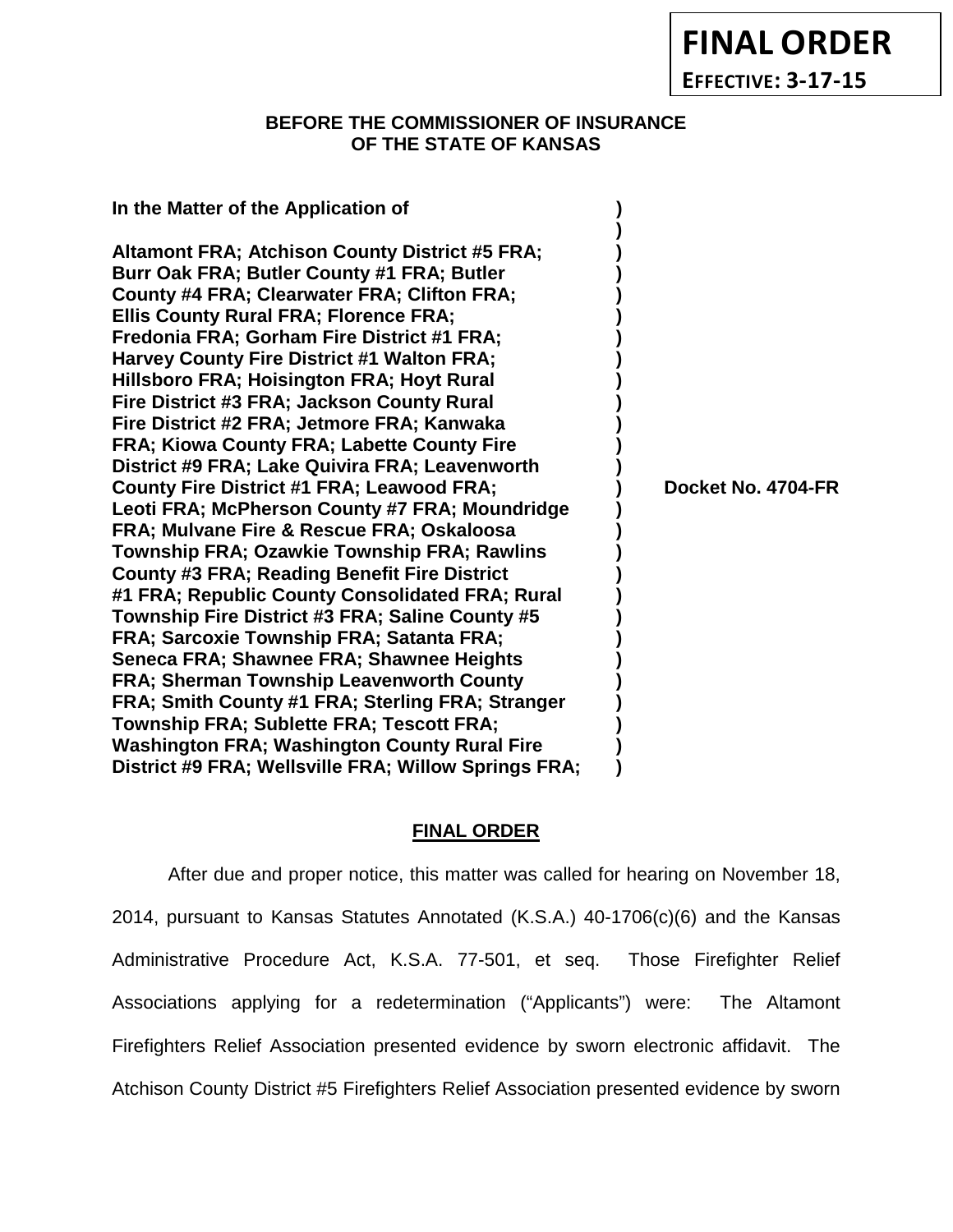**FINAL ORDER**

**EFFECTIVE: 3-17-15**

**BEFORE THE COMMISSIONER OF INSURANCE**
**OF THE STATE OF KANSAS**

| | | |
|---|---|---|
| **In the Matter of the Application of** | **)** | |
| | **)** | |
| **Altamont FRA; Atchison County District #5 FRA; Burr Oak FRA; Butler County #1 FRA; Butler County #4 FRA; Clearwater FRA; Clifton FRA; Ellis County Rural FRA; Florence FRA; Fredonia FRA; Gorham Fire District #1 FRA; Harvey County Fire District #1 Walton FRA; Hillsboro FRA; Hoisington FRA; Hoyt Rural Fire District #3 FRA; Jackson County Rural Fire District #2 FRA; Jetmore FRA; Kanwaka FRA; Kiowa County FRA; Labette County Fire District #9 FRA; Lake Quivira FRA; Leavenworth County Fire District #1 FRA; Leawood FRA; Leoti FRA; McPherson County #7 FRA; Moundridge FRA; Mulvane Fire & Rescue FRA; Oskaloosa Township FRA; Ozawkie Township FRA; Rawlins County #3 FRA; Reading Benefit Fire District #1 FRA; Republic County Consolidated FRA; Rural Township Fire District #3 FRA; Saline County #5 FRA; Sarcoxie Township FRA; Satanta FRA; Seneca FRA; Shawnee FRA; Shawnee Heights FRA; Sherman Township Leavenworth County FRA; Smith County #1 FRA; Sterling FRA; Stranger Township FRA; Sublette FRA; Tescott FRA; Washington FRA; Washington County Rural Fire District #9 FRA; Wellsville FRA; Willow Springs FRA;** | **)** | **Docket No. 4704-FR** |

## FINAL ORDER

After due and proper notice, this matter was called for hearing on November 18, 2014, pursuant to Kansas Statutes Annotated (K.S.A.) 40-1706(c)(6) and the Kansas Administrative Procedure Act, K.S.A. 77-501, et seq. Those Firefighter Relief Associations applying for a redetermination ("Applicants") were: The Altamont Firefighters Relief Association presented evidence by sworn electronic affidavit. The Atchison County District #5 Firefighters Relief Association presented evidence by sworn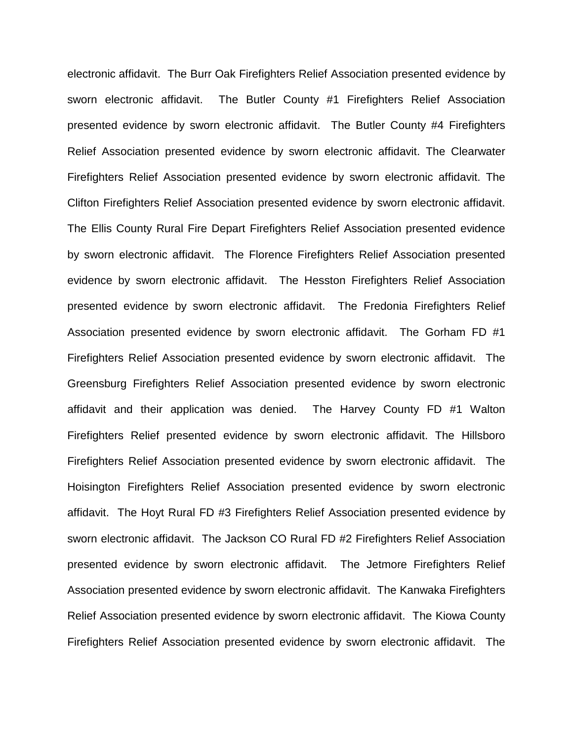electronic affidavit. The Burr Oak Firefighters Relief Association presented evidence by sworn electronic affidavit. The Butler County #1 Firefighters Relief Association presented evidence by sworn electronic affidavit. The Butler County #4 Firefighters Relief Association presented evidence by sworn electronic affidavit. The Clearwater Firefighters Relief Association presented evidence by sworn electronic affidavit. The Clifton Firefighters Relief Association presented evidence by sworn electronic affidavit. The Ellis County Rural Fire Depart Firefighters Relief Association presented evidence by sworn electronic affidavit. The Florence Firefighters Relief Association presented evidence by sworn electronic affidavit. The Hesston Firefighters Relief Association presented evidence by sworn electronic affidavit. The Fredonia Firefighters Relief Association presented evidence by sworn electronic affidavit. The Gorham FD #1 Firefighters Relief Association presented evidence by sworn electronic affidavit. The Greensburg Firefighters Relief Association presented evidence by sworn electronic affidavit and their application was denied. The Harvey County FD #1 Walton Firefighters Relief presented evidence by sworn electronic affidavit. The Hillsboro Firefighters Relief Association presented evidence by sworn electronic affidavit. The Hoisington Firefighters Relief Association presented evidence by sworn electronic affidavit. The Hoyt Rural FD #3 Firefighters Relief Association presented evidence by sworn electronic affidavit. The Jackson CO Rural FD #2 Firefighters Relief Association presented evidence by sworn electronic affidavit. The Jetmore Firefighters Relief Association presented evidence by sworn electronic affidavit. The Kanwaka Firefighters Relief Association presented evidence by sworn electronic affidavit. The Kiowa County Firefighters Relief Association presented evidence by sworn electronic affidavit. The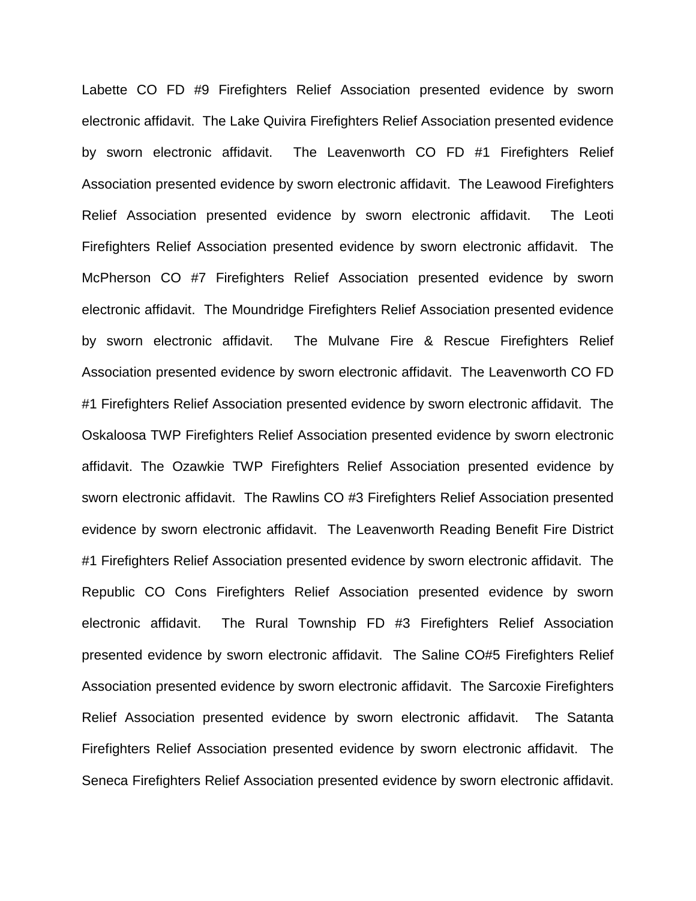Labette CO FD #9 Firefighters Relief Association presented evidence by sworn electronic affidavit. The Lake Quivira Firefighters Relief Association presented evidence by sworn electronic affidavit. The Leavenworth CO FD #1 Firefighters Relief Association presented evidence by sworn electronic affidavit. The Leawood Firefighters Relief Association presented evidence by sworn electronic affidavit. The Leoti Firefighters Relief Association presented evidence by sworn electronic affidavit. The McPherson CO #7 Firefighters Relief Association presented evidence by sworn electronic affidavit. The Moundridge Firefighters Relief Association presented evidence by sworn electronic affidavit. The Mulvane Fire & Rescue Firefighters Relief Association presented evidence by sworn electronic affidavit. The Leavenworth CO FD #1 Firefighters Relief Association presented evidence by sworn electronic affidavit. The Oskaloosa TWP Firefighters Relief Association presented evidence by sworn electronic affidavit. The Ozawkie TWP Firefighters Relief Association presented evidence by sworn electronic affidavit. The Rawlins CO #3 Firefighters Relief Association presented evidence by sworn electronic affidavit. The Leavenworth Reading Benefit Fire District #1 Firefighters Relief Association presented evidence by sworn electronic affidavit. The Republic CO Cons Firefighters Relief Association presented evidence by sworn electronic affidavit. The Rural Township FD #3 Firefighters Relief Association presented evidence by sworn electronic affidavit. The Saline CO#5 Firefighters Relief Association presented evidence by sworn electronic affidavit. The Sarcoxie Firefighters Relief Association presented evidence by sworn electronic affidavit. The Satanta Firefighters Relief Association presented evidence by sworn electronic affidavit. The Seneca Firefighters Relief Association presented evidence by sworn electronic affidavit.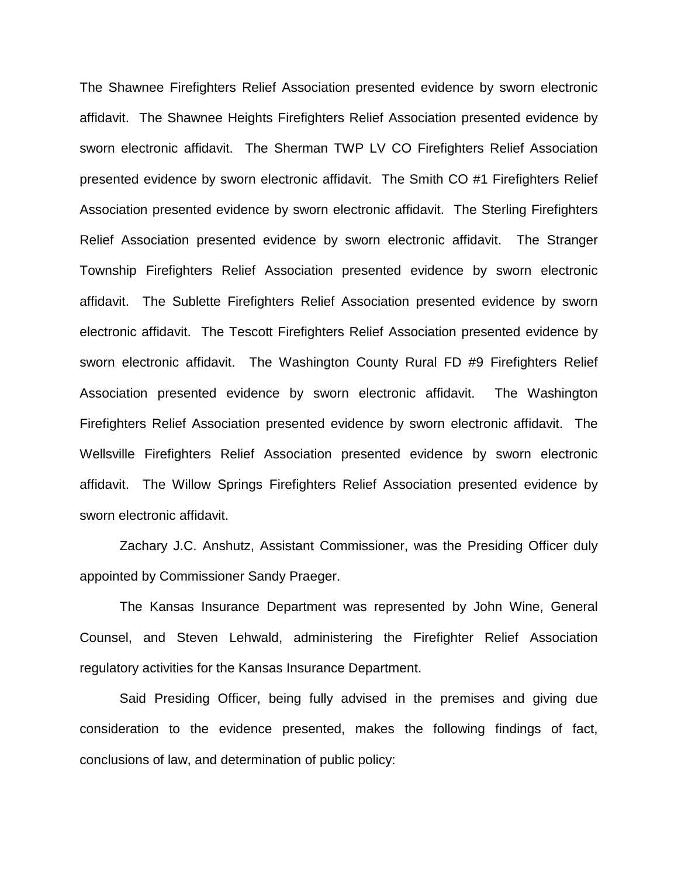The Shawnee Firefighters Relief Association presented evidence by sworn electronic affidavit. The Shawnee Heights Firefighters Relief Association presented evidence by sworn electronic affidavit. The Sherman TWP LV CO Firefighters Relief Association presented evidence by sworn electronic affidavit. The Smith CO #1 Firefighters Relief Association presented evidence by sworn electronic affidavit. The Sterling Firefighters Relief Association presented evidence by sworn electronic affidavit. The Stranger Township Firefighters Relief Association presented evidence by sworn electronic affidavit. The Sublette Firefighters Relief Association presented evidence by sworn electronic affidavit. The Tescott Firefighters Relief Association presented evidence by sworn electronic affidavit. The Washington County Rural FD #9 Firefighters Relief Association presented evidence by sworn electronic affidavit. The Washington Firefighters Relief Association presented evidence by sworn electronic affidavit. The Wellsville Firefighters Relief Association presented evidence by sworn electronic affidavit. The Willow Springs Firefighters Relief Association presented evidence by sworn electronic affidavit.

Zachary J.C. Anshutz, Assistant Commissioner, was the Presiding Officer duly appointed by Commissioner Sandy Praeger.

The Kansas Insurance Department was represented by John Wine, General Counsel, and Steven Lehwald, administering the Firefighter Relief Association regulatory activities for the Kansas Insurance Department.

Said Presiding Officer, being fully advised in the premises and giving due consideration to the evidence presented, makes the following findings of fact, conclusions of law, and determination of public policy: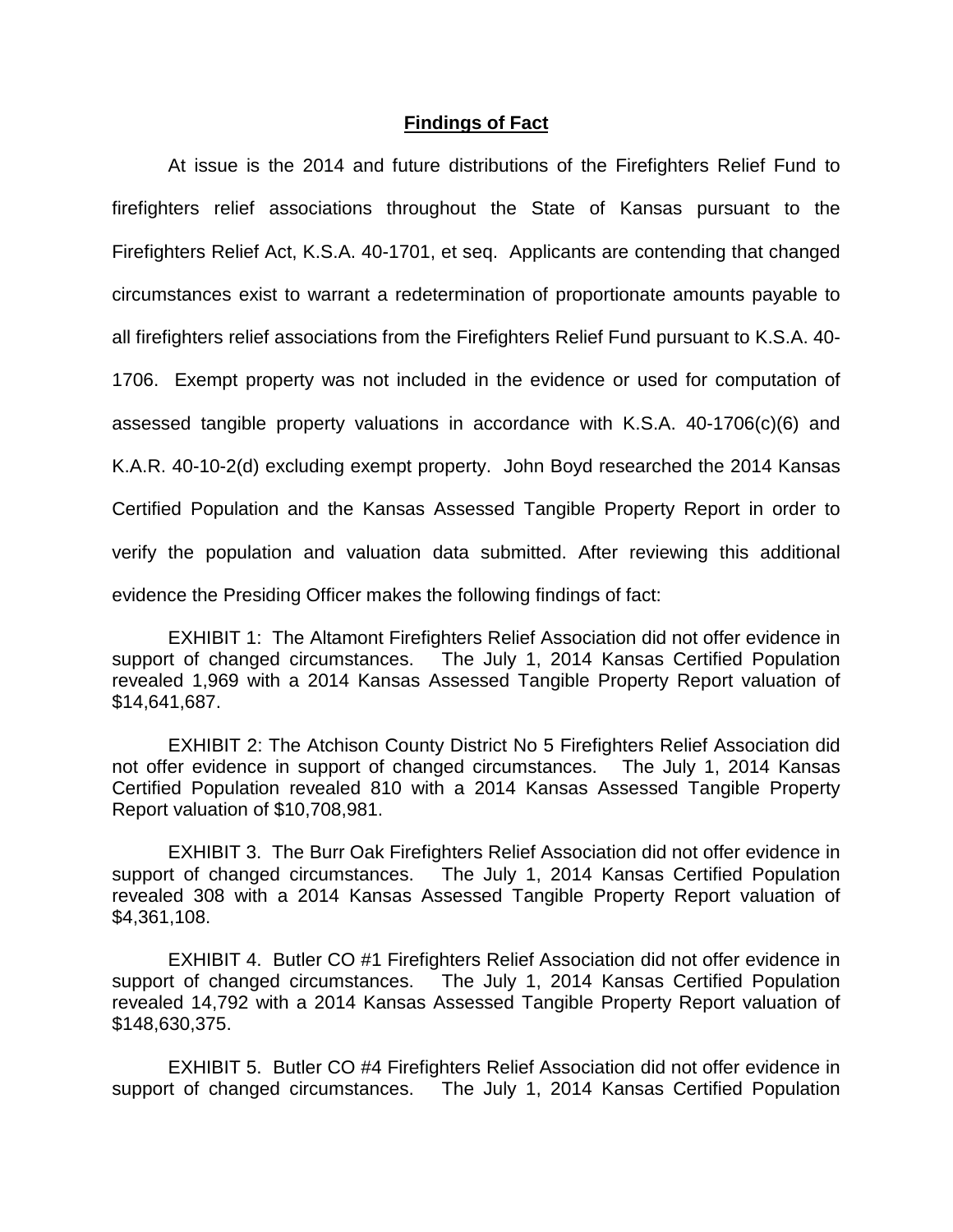## **Findings of Fact**

At issue is the 2014 and future distributions of the Firefighters Relief Fund to firefighters relief associations throughout the State of Kansas pursuant to the Firefighters Relief Act, K.S.A. 40-1701, et seq. Applicants are contending that changed circumstances exist to warrant a redetermination of proportionate amounts payable to all firefighters relief associations from the Firefighters Relief Fund pursuant to K.S.A. 40-1706. Exempt property was not included in the evidence or used for computation of assessed tangible property valuations in accordance with K.S.A. 40-1706(c)(6) and K.A.R. 40-10-2(d) excluding exempt property. John Boyd researched the 2014 Kansas Certified Population and the Kansas Assessed Tangible Property Report in order to verify the population and valuation data submitted. After reviewing this additional evidence the Presiding Officer makes the following findings of fact:

EXHIBIT 1: The Altamont Firefighters Relief Association did not offer evidence in support of changed circumstances. The July 1, 2014 Kansas Certified Population revealed 1,969 with a 2014 Kansas Assessed Tangible Property Report valuation of $14,641,687.

EXHIBIT 2: The Atchison County District No 5 Firefighters Relief Association did not offer evidence in support of changed circumstances. The July 1, 2014 Kansas Certified Population revealed 810 with a 2014 Kansas Assessed Tangible Property Report valuation of $10,708,981.

EXHIBIT 3. The Burr Oak Firefighters Relief Association did not offer evidence in support of changed circumstances. The July 1, 2014 Kansas Certified Population revealed 308 with a 2014 Kansas Assessed Tangible Property Report valuation of $4,361,108.

EXHIBIT 4. Butler CO #1 Firefighters Relief Association did not offer evidence in support of changed circumstances. The July 1, 2014 Kansas Certified Population revealed 14,792 with a 2014 Kansas Assessed Tangible Property Report valuation of $148,630,375.

EXHIBIT 5. Butler CO #4 Firefighters Relief Association did not offer evidence in support of changed circumstances. The July 1, 2014 Kansas Certified Population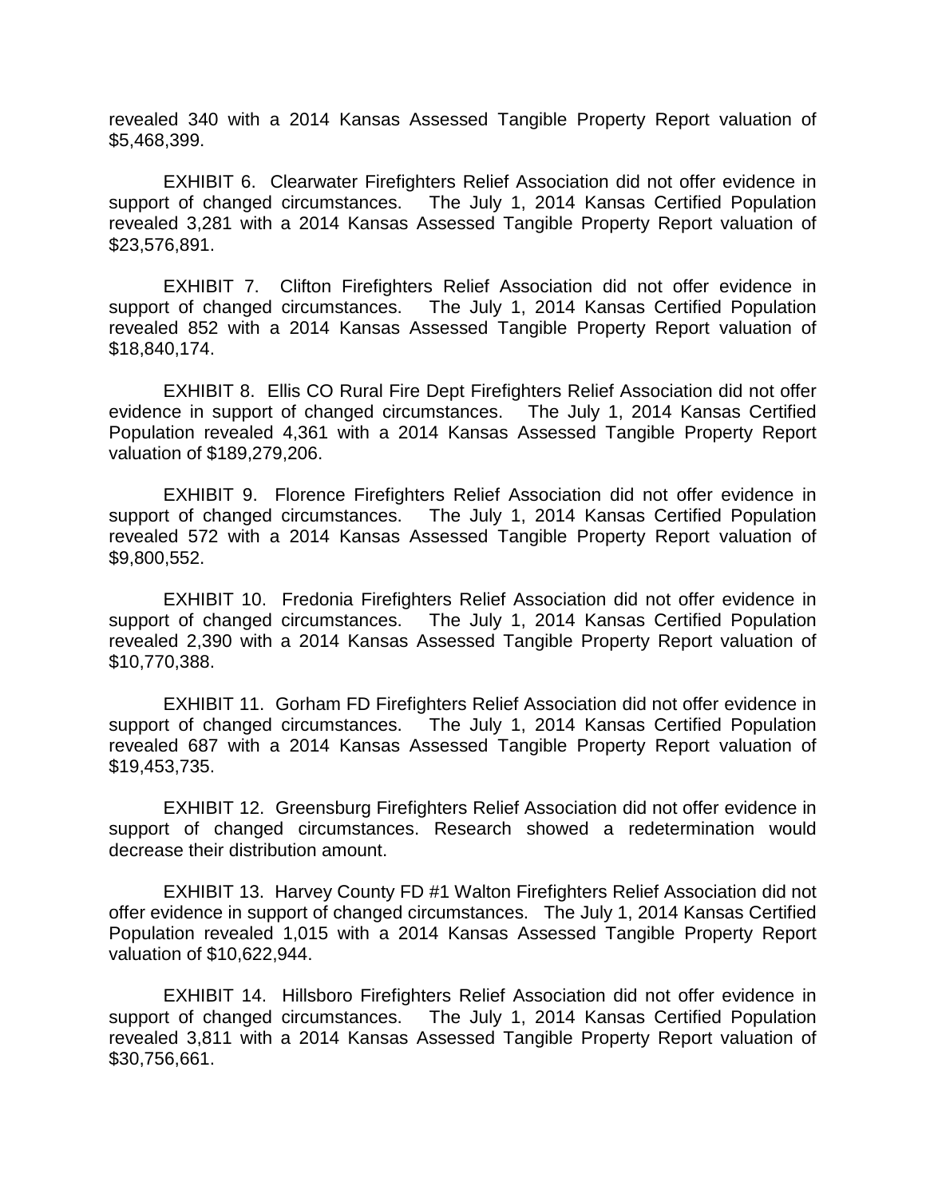revealed 340 with a 2014 Kansas Assessed Tangible Property Report valuation of $5,468,399.

EXHIBIT 6. Clearwater Firefighters Relief Association did not offer evidence in support of changed circumstances. The July 1, 2014 Kansas Certified Population revealed 3,281 with a 2014 Kansas Assessed Tangible Property Report valuation of $23,576,891.

EXHIBIT 7. Clifton Firefighters Relief Association did not offer evidence in support of changed circumstances. The July 1, 2014 Kansas Certified Population revealed 852 with a 2014 Kansas Assessed Tangible Property Report valuation of $18,840,174.

EXHIBIT 8. Ellis CO Rural Fire Dept Firefighters Relief Association did not offer evidence in support of changed circumstances. The July 1, 2014 Kansas Certified Population revealed 4,361 with a 2014 Kansas Assessed Tangible Property Report valuation of $189,279,206.

EXHIBIT 9. Florence Firefighters Relief Association did not offer evidence in support of changed circumstances. The July 1, 2014 Kansas Certified Population revealed 572 with a 2014 Kansas Assessed Tangible Property Report valuation of $9,800,552.

EXHIBIT 10. Fredonia Firefighters Relief Association did not offer evidence in support of changed circumstances. The July 1, 2014 Kansas Certified Population revealed 2,390 with a 2014 Kansas Assessed Tangible Property Report valuation of $10,770,388.

EXHIBIT 11. Gorham FD Firefighters Relief Association did not offer evidence in support of changed circumstances. The July 1, 2014 Kansas Certified Population revealed 687 with a 2014 Kansas Assessed Tangible Property Report valuation of $19,453,735.

EXHIBIT 12. Greensburg Firefighters Relief Association did not offer evidence in support of changed circumstances. Research showed a redetermination would decrease their distribution amount.

EXHIBIT 13. Harvey County FD #1 Walton Firefighters Relief Association did not offer evidence in support of changed circumstances. The July 1, 2014 Kansas Certified Population revealed 1,015 with a 2014 Kansas Assessed Tangible Property Report valuation of $10,622,944.

EXHIBIT 14. Hillsboro Firefighters Relief Association did not offer evidence in support of changed circumstances. The July 1, 2014 Kansas Certified Population revealed 3,811 with a 2014 Kansas Assessed Tangible Property Report valuation of $30,756,661.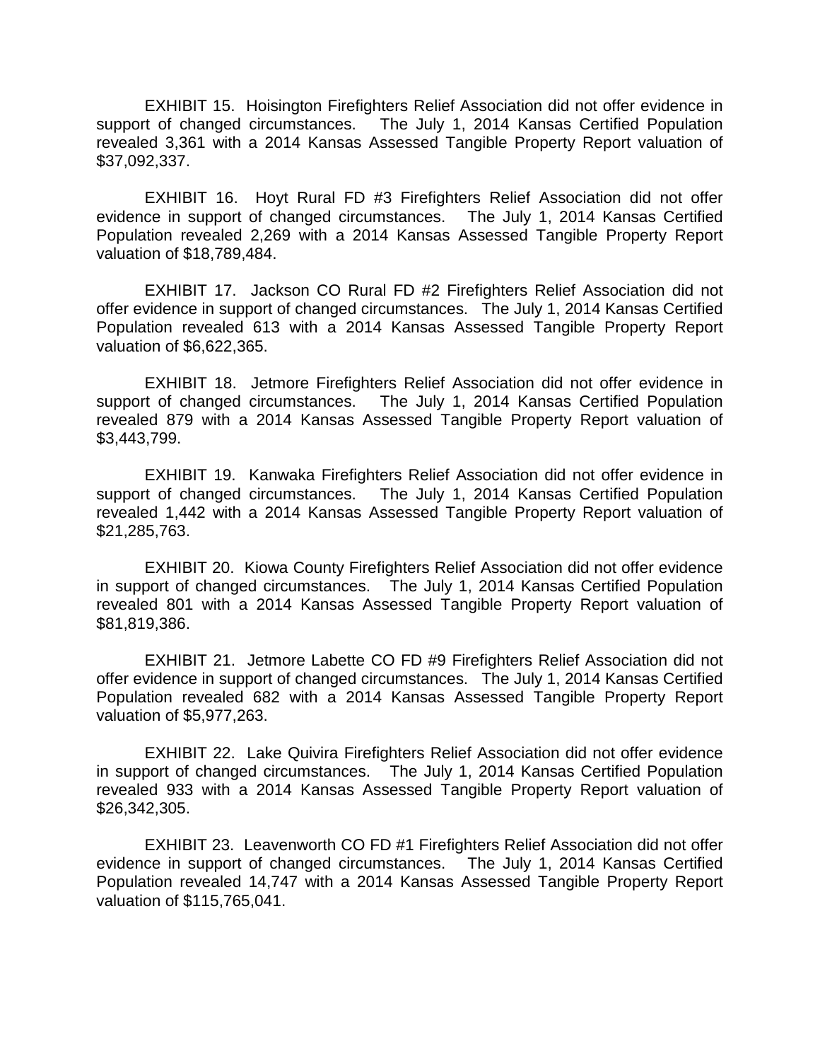EXHIBIT 15. Hoisington Firefighters Relief Association did not offer evidence in support of changed circumstances. The July 1, 2014 Kansas Certified Population revealed 3,361 with a 2014 Kansas Assessed Tangible Property Report valuation of $37,092,337.

EXHIBIT 16. Hoyt Rural FD #3 Firefighters Relief Association did not offer evidence in support of changed circumstances. The July 1, 2014 Kansas Certified Population revealed 2,269 with a 2014 Kansas Assessed Tangible Property Report valuation of $18,789,484.

EXHIBIT 17. Jackson CO Rural FD #2 Firefighters Relief Association did not offer evidence in support of changed circumstances. The July 1, 2014 Kansas Certified Population revealed 613 with a 2014 Kansas Assessed Tangible Property Report valuation of $6,622,365.

EXHIBIT 18. Jetmore Firefighters Relief Association did not offer evidence in support of changed circumstances. The July 1, 2014 Kansas Certified Population revealed 879 with a 2014 Kansas Assessed Tangible Property Report valuation of $3,443,799.

EXHIBIT 19. Kanwaka Firefighters Relief Association did not offer evidence in support of changed circumstances. The July 1, 2014 Kansas Certified Population revealed 1,442 with a 2014 Kansas Assessed Tangible Property Report valuation of $21,285,763.

EXHIBIT 20. Kiowa County Firefighters Relief Association did not offer evidence in support of changed circumstances. The July 1, 2014 Kansas Certified Population revealed 801 with a 2014 Kansas Assessed Tangible Property Report valuation of $81,819,386.

EXHIBIT 21. Jetmore Labette CO FD #9 Firefighters Relief Association did not offer evidence in support of changed circumstances. The July 1, 2014 Kansas Certified Population revealed 682 with a 2014 Kansas Assessed Tangible Property Report valuation of $5,977,263.

EXHIBIT 22. Lake Quivira Firefighters Relief Association did not offer evidence in support of changed circumstances. The July 1, 2014 Kansas Certified Population revealed 933 with a 2014 Kansas Assessed Tangible Property Report valuation of $26,342,305.

EXHIBIT 23. Leavenworth CO FD #1 Firefighters Relief Association did not offer evidence in support of changed circumstances. The July 1, 2014 Kansas Certified Population revealed 14,747 with a 2014 Kansas Assessed Tangible Property Report valuation of $115,765,041.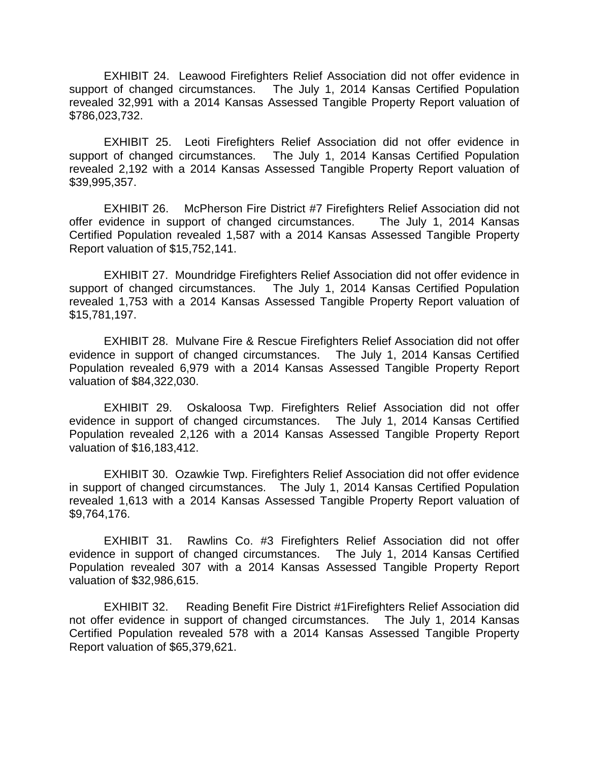EXHIBIT 24. Leawood Firefighters Relief Association did not offer evidence in support of changed circumstances. The July 1, 2014 Kansas Certified Population revealed 32,991 with a 2014 Kansas Assessed Tangible Property Report valuation of $786,023,732.

EXHIBIT 25. Leoti Firefighters Relief Association did not offer evidence in support of changed circumstances. The July 1, 2014 Kansas Certified Population revealed 2,192 with a 2014 Kansas Assessed Tangible Property Report valuation of $39,995,357.

EXHIBIT 26. McPherson Fire District #7 Firefighters Relief Association did not offer evidence in support of changed circumstances. The July 1, 2014 Kansas Certified Population revealed 1,587 with a 2014 Kansas Assessed Tangible Property Report valuation of $15,752,141.

EXHIBIT 27. Moundridge Firefighters Relief Association did not offer evidence in support of changed circumstances. The July 1, 2014 Kansas Certified Population revealed 1,753 with a 2014 Kansas Assessed Tangible Property Report valuation of $15,781,197.

EXHIBIT 28. Mulvane Fire & Rescue Firefighters Relief Association did not offer evidence in support of changed circumstances. The July 1, 2014 Kansas Certified Population revealed 6,979 with a 2014 Kansas Assessed Tangible Property Report valuation of $84,322,030.

EXHIBIT 29. Oskaloosa Twp. Firefighters Relief Association did not offer evidence in support of changed circumstances. The July 1, 2014 Kansas Certified Population revealed 2,126 with a 2014 Kansas Assessed Tangible Property Report valuation of $16,183,412.

EXHIBIT 30. Ozawkie Twp. Firefighters Relief Association did not offer evidence in support of changed circumstances. The July 1, 2014 Kansas Certified Population revealed 1,613 with a 2014 Kansas Assessed Tangible Property Report valuation of $9,764,176.

EXHIBIT 31. Rawlins Co. #3 Firefighters Relief Association did not offer evidence in support of changed circumstances. The July 1, 2014 Kansas Certified Population revealed 307 with a 2014 Kansas Assessed Tangible Property Report valuation of $32,986,615.

EXHIBIT 32. Reading Benefit Fire District #1Firefighters Relief Association did not offer evidence in support of changed circumstances. The July 1, 2014 Kansas Certified Population revealed 578 with a 2014 Kansas Assessed Tangible Property Report valuation of $65,379,621.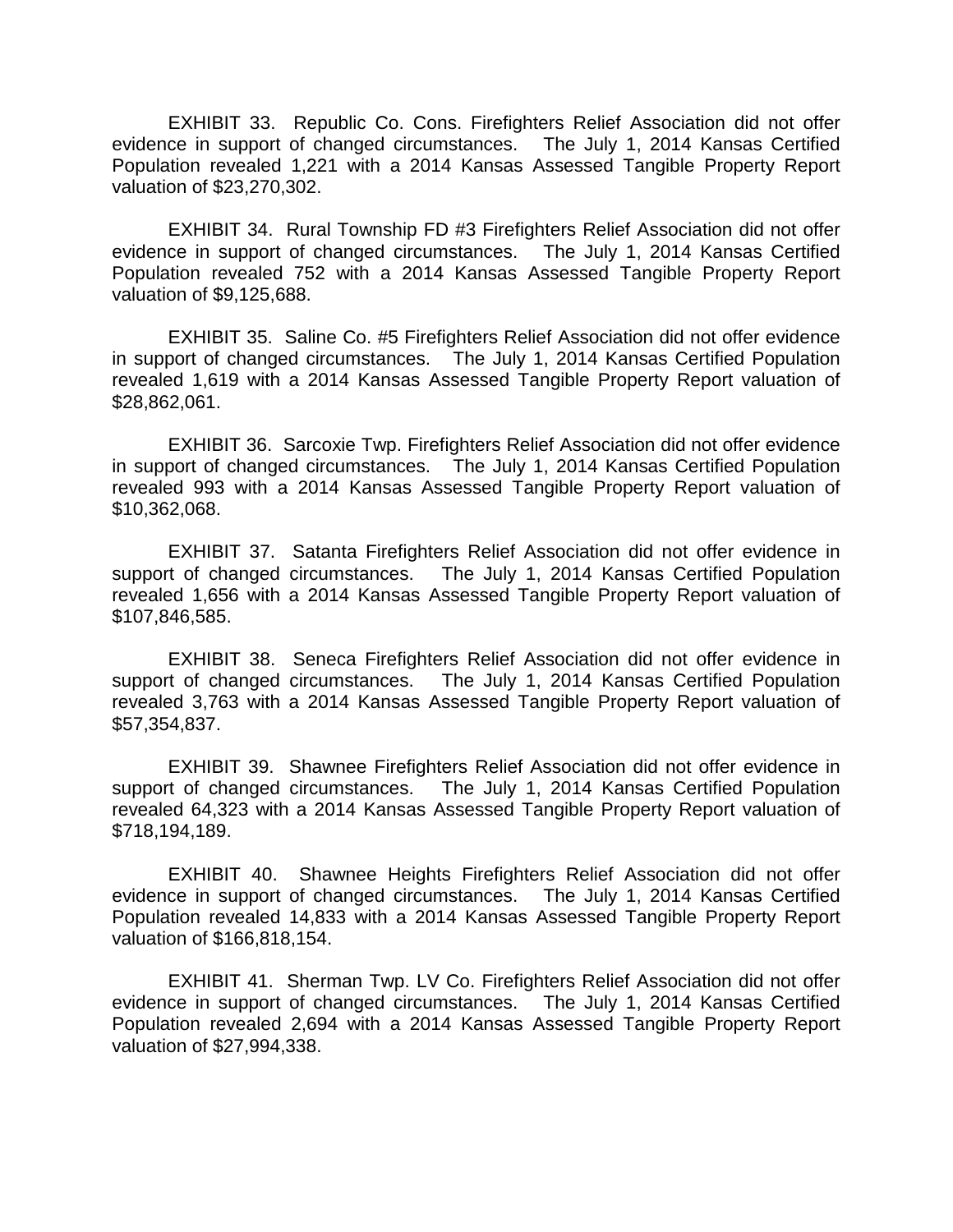EXHIBIT 33. Republic Co. Cons. Firefighters Relief Association did not offer evidence in support of changed circumstances. The July 1, 2014 Kansas Certified Population revealed 1,221 with a 2014 Kansas Assessed Tangible Property Report valuation of $23,270,302.

EXHIBIT 34. Rural Township FD #3 Firefighters Relief Association did not offer evidence in support of changed circumstances. The July 1, 2014 Kansas Certified Population revealed 752 with a 2014 Kansas Assessed Tangible Property Report valuation of $9,125,688.

EXHIBIT 35. Saline Co. #5 Firefighters Relief Association did not offer evidence in support of changed circumstances. The July 1, 2014 Kansas Certified Population revealed 1,619 with a 2014 Kansas Assessed Tangible Property Report valuation of $28,862,061.

EXHIBIT 36. Sarcoxie Twp. Firefighters Relief Association did not offer evidence in support of changed circumstances. The July 1, 2014 Kansas Certified Population revealed 993 with a 2014 Kansas Assessed Tangible Property Report valuation of $10,362,068.

EXHIBIT 37. Satanta Firefighters Relief Association did not offer evidence in support of changed circumstances. The July 1, 2014 Kansas Certified Population revealed 1,656 with a 2014 Kansas Assessed Tangible Property Report valuation of $107,846,585.

EXHIBIT 38. Seneca Firefighters Relief Association did not offer evidence in support of changed circumstances. The July 1, 2014 Kansas Certified Population revealed 3,763 with a 2014 Kansas Assessed Tangible Property Report valuation of $57,354,837.

EXHIBIT 39. Shawnee Firefighters Relief Association did not offer evidence in support of changed circumstances. The July 1, 2014 Kansas Certified Population revealed 64,323 with a 2014 Kansas Assessed Tangible Property Report valuation of $718,194,189.

EXHIBIT 40. Shawnee Heights Firefighters Relief Association did not offer evidence in support of changed circumstances. The July 1, 2014 Kansas Certified Population revealed 14,833 with a 2014 Kansas Assessed Tangible Property Report valuation of $166,818,154.

EXHIBIT 41. Sherman Twp. LV Co. Firefighters Relief Association did not offer evidence in support of changed circumstances. The July 1, 2014 Kansas Certified Population revealed 2,694 with a 2014 Kansas Assessed Tangible Property Report valuation of $27,994,338.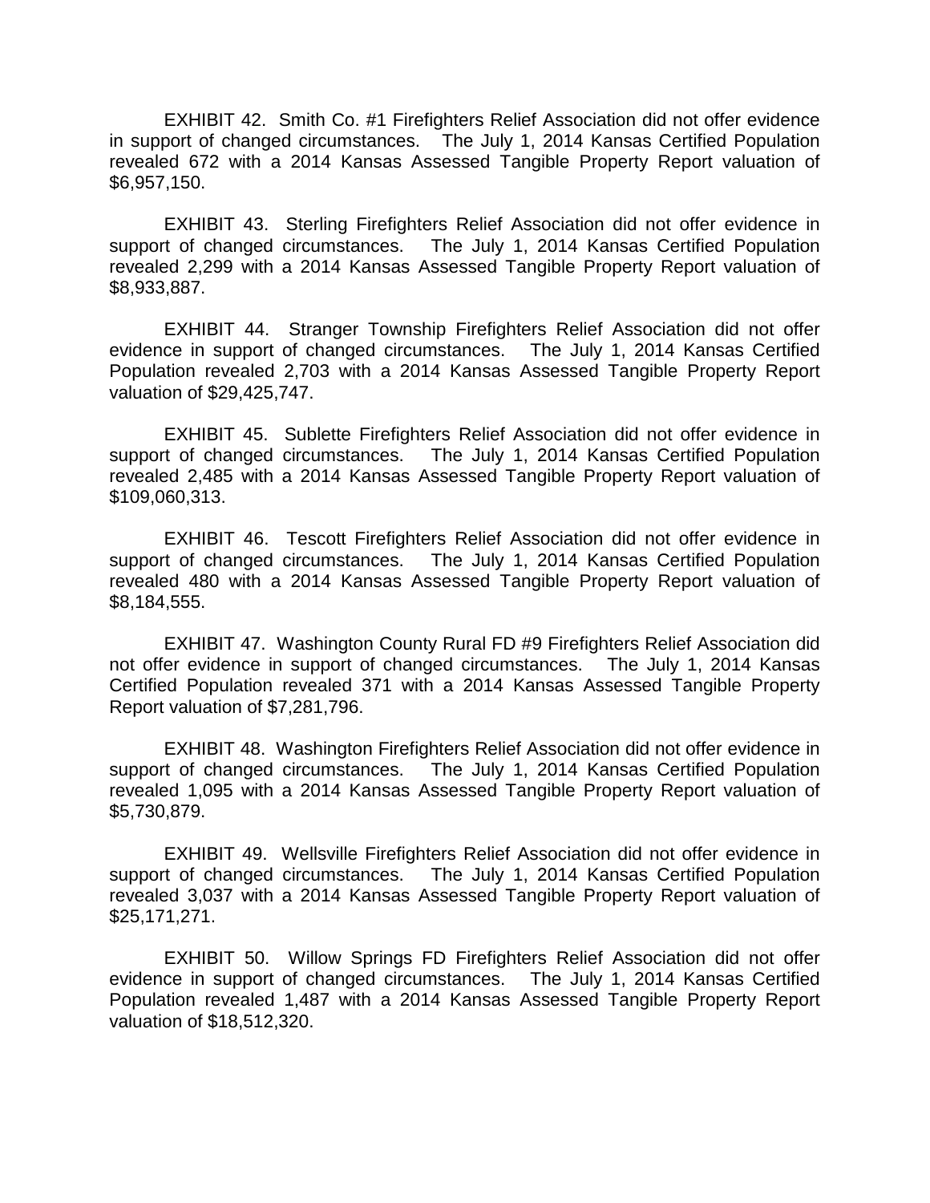EXHIBIT 42. Smith Co. #1 Firefighters Relief Association did not offer evidence in support of changed circumstances. The July 1, 2014 Kansas Certified Population revealed 672 with a 2014 Kansas Assessed Tangible Property Report valuation of $6,957,150.

EXHIBIT 43. Sterling Firefighters Relief Association did not offer evidence in support of changed circumstances. The July 1, 2014 Kansas Certified Population revealed 2,299 with a 2014 Kansas Assessed Tangible Property Report valuation of $8,933,887.

EXHIBIT 44. Stranger Township Firefighters Relief Association did not offer evidence in support of changed circumstances. The July 1, 2014 Kansas Certified Population revealed 2,703 with a 2014 Kansas Assessed Tangible Property Report valuation of $29,425,747.

EXHIBIT 45. Sublette Firefighters Relief Association did not offer evidence in support of changed circumstances. The July 1, 2014 Kansas Certified Population revealed 2,485 with a 2014 Kansas Assessed Tangible Property Report valuation of $109,060,313.

EXHIBIT 46. Tescott Firefighters Relief Association did not offer evidence in support of changed circumstances. The July 1, 2014 Kansas Certified Population revealed 480 with a 2014 Kansas Assessed Tangible Property Report valuation of $8,184,555.

EXHIBIT 47. Washington County Rural FD #9 Firefighters Relief Association did not offer evidence in support of changed circumstances. The July 1, 2014 Kansas Certified Population revealed 371 with a 2014 Kansas Assessed Tangible Property Report valuation of $7,281,796.

EXHIBIT 48. Washington Firefighters Relief Association did not offer evidence in support of changed circumstances. The July 1, 2014 Kansas Certified Population revealed 1,095 with a 2014 Kansas Assessed Tangible Property Report valuation of $5,730,879.

EXHIBIT 49. Wellsville Firefighters Relief Association did not offer evidence in support of changed circumstances. The July 1, 2014 Kansas Certified Population revealed 3,037 with a 2014 Kansas Assessed Tangible Property Report valuation of $25,171,271.

EXHIBIT 50. Willow Springs FD Firefighters Relief Association did not offer evidence in support of changed circumstances. The July 1, 2014 Kansas Certified Population revealed 1,487 with a 2014 Kansas Assessed Tangible Property Report valuation of $18,512,320.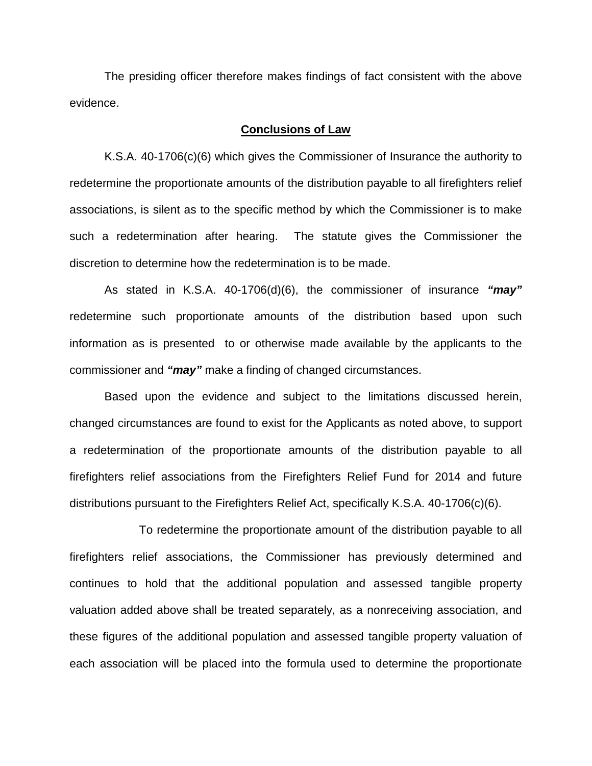The presiding officer therefore makes findings of fact consistent with the above evidence.

## **Conclusions of Law**

K.S.A. 40-1706(c)(6) which gives the Commissioner of Insurance the authority to redetermine the proportionate amounts of the distribution payable to all firefighters relief associations, is silent as to the specific method by which the Commissioner is to make such a redetermination after hearing. The statute gives the Commissioner the discretion to determine how the redetermination is to be made.

As stated in K.S.A. 40-1706(d)(6), the commissioner of insurance ***"may"*** redetermine such proportionate amounts of the distribution based upon such information as is presented to or otherwise made available by the applicants to the commissioner and ***"may"*** make a finding of changed circumstances.

Based upon the evidence and subject to the limitations discussed herein, changed circumstances are found to exist for the Applicants as noted above, to support a redetermination of the proportionate amounts of the distribution payable to all firefighters relief associations from the Firefighters Relief Fund for 2014 and future distributions pursuant to the Firefighters Relief Act, specifically K.S.A. 40-1706(c)(6).

To redetermine the proportionate amount of the distribution payable to all firefighters relief associations, the Commissioner has previously determined and continues to hold that the additional population and assessed tangible property valuation added above shall be treated separately, as a nonreceiving association, and these figures of the additional population and assessed tangible property valuation of each association will be placed into the formula used to determine the proportionate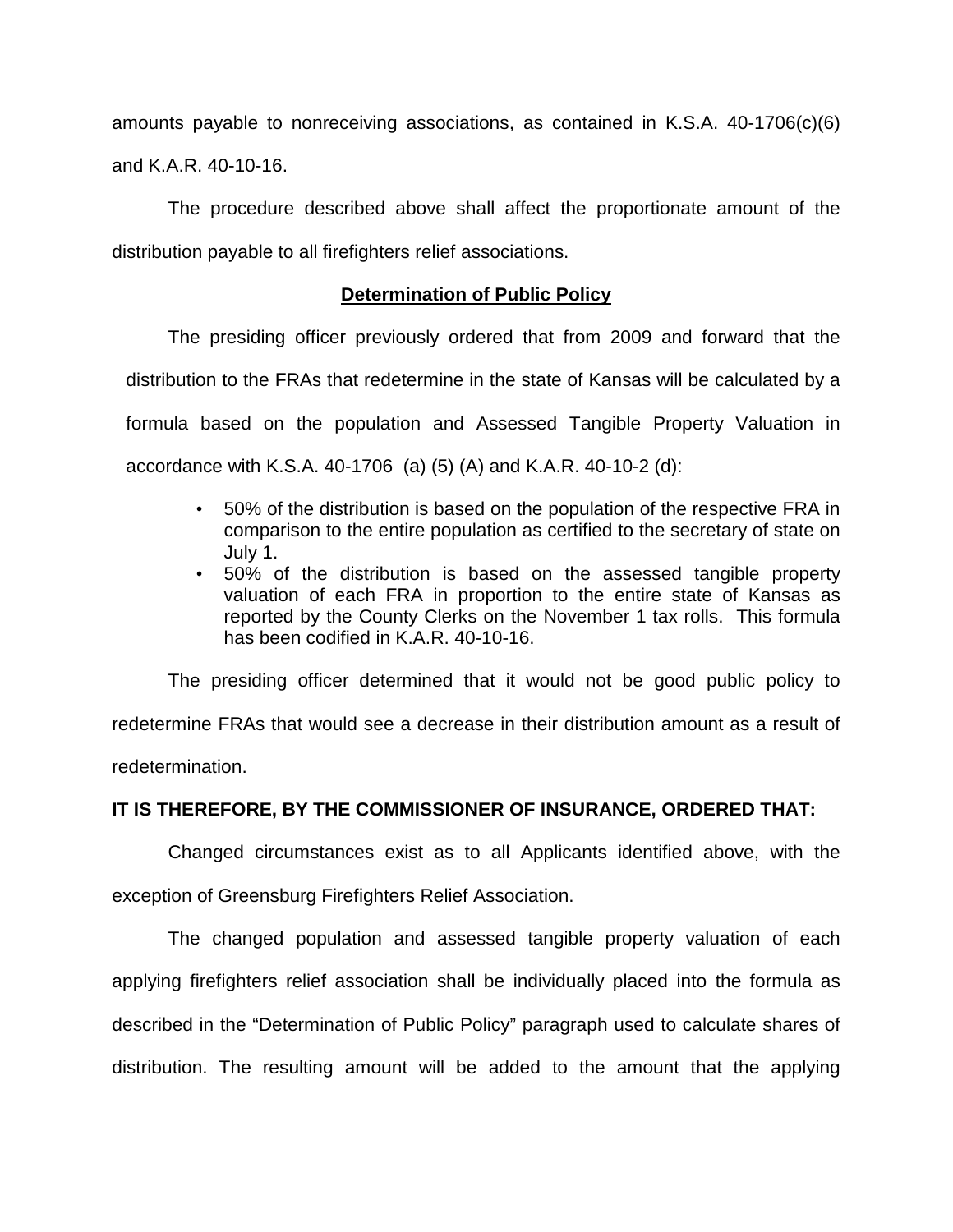amounts payable to nonreceiving associations, as contained in K.S.A. 40-1706(c)(6) and K.A.R. 40-10-16.

The procedure described above shall affect the proportionate amount of the distribution payable to all firefighters relief associations.

## Determination of Public Policy

The presiding officer previously ordered that from 2009 and forward that the distribution to the FRAs that redetermine in the state of Kansas will be calculated by a formula based on the population and Assessed Tangible Property Valuation in accordance with K.S.A. 40-1706 (a) (5) (A) and K.A.R. 40-10-2 (d):

- 50% of the distribution is based on the population of the respective FRA in comparison to the entire population as certified to the secretary of state on July 1.
- 50% of the distribution is based on the assessed tangible property valuation of each FRA in proportion to the entire state of Kansas as reported by the County Clerks on the November 1 tax rolls. This formula has been codified in K.A.R. 40-10-16.

The presiding officer determined that it would not be good public policy to redetermine FRAs that would see a decrease in their distribution amount as a result of redetermination.

**IT IS THEREFORE, BY THE COMMISSIONER OF INSURANCE, ORDERED THAT:**

Changed circumstances exist as to all Applicants identified above, with the exception of Greensburg Firefighters Relief Association.

The changed population and assessed tangible property valuation of each applying firefighters relief association shall be individually placed into the formula as described in the "Determination of Public Policy" paragraph used to calculate shares of distribution. The resulting amount will be added to the amount that the applying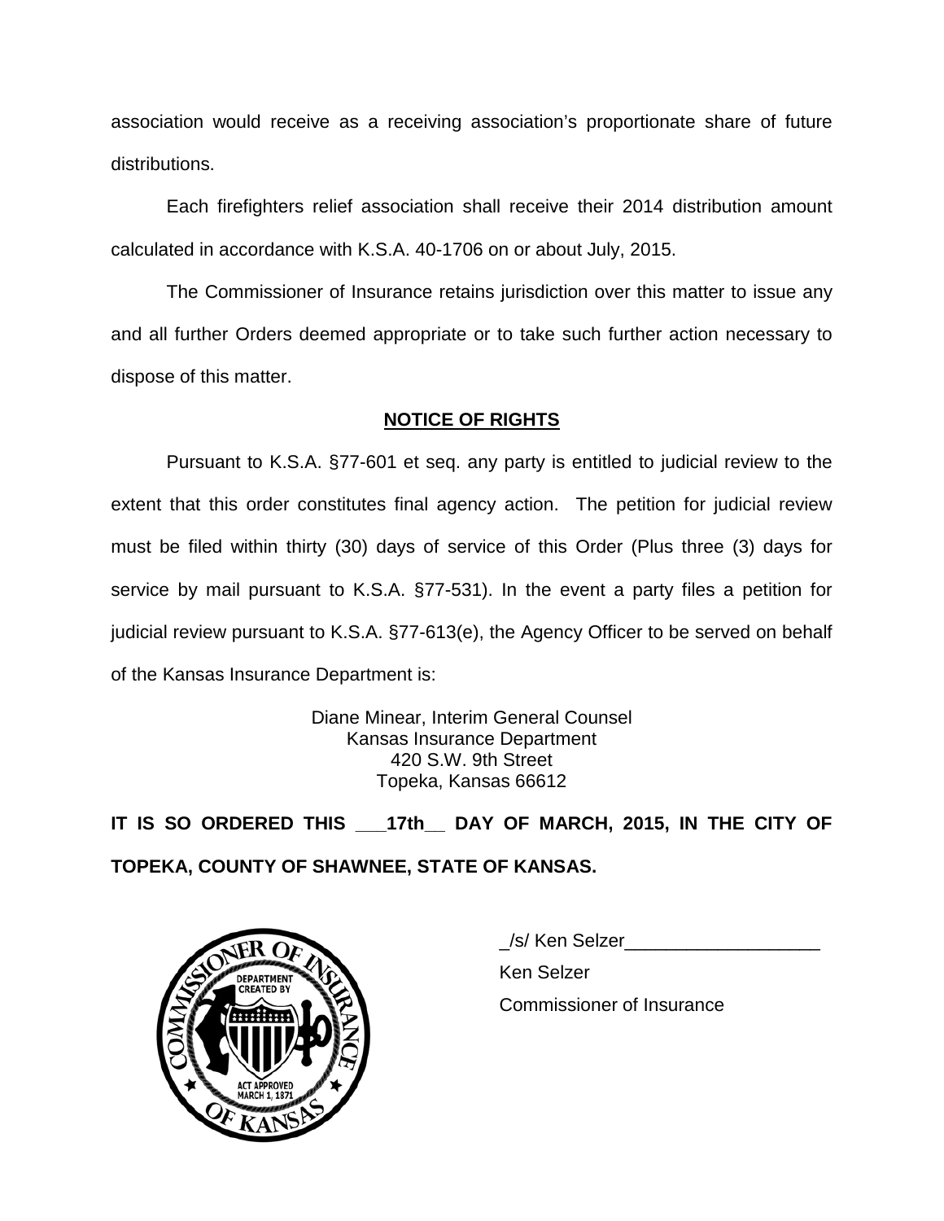association would receive as a receiving association's proportionate share of future distributions.

Each firefighters relief association shall receive their 2014 distribution amount calculated in accordance with K.S.A. 40-1706 on or about July, 2015.

The Commissioner of Insurance retains jurisdiction over this matter to issue any and all further Orders deemed appropriate or to take such further action necessary to dispose of this matter.

## NOTICE OF RIGHTS

Pursuant to K.S.A. §77-601 et seq. any party is entitled to judicial review to the extent that this order constitutes final agency action. The petition for judicial review must be filed within thirty (30) days of service of this Order (Plus three (3) days for service by mail pursuant to K.S.A. §77-531). In the event a party files a petition for judicial review pursuant to K.S.A. §77-613(e), the Agency Officer to be served on behalf of the Kansas Insurance Department is:

Diane Minear, Interim General Counsel
Kansas Insurance Department
420 S.W. 9th Street
Topeka, Kansas 66612

**IT IS SO ORDERED THIS ___17th__ DAY OF MARCH, 2015, IN THE CITY OF TOPEKA, COUNTY OF SHAWNEE, STATE OF KANSAS.**

_/s/ Ken Selzer___________________
Ken Selzer
Commissioner of Insurance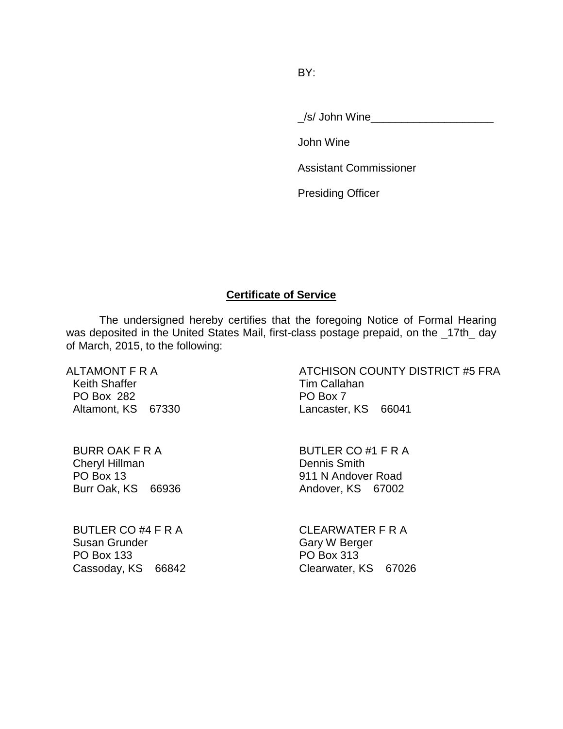BY:

_/s/ John Wine____________________

John Wine

Assistant Commissioner

Presiding Officer

**Certificate of Service**

The undersigned hereby certifies that the foregoing Notice of Formal Hearing was deposited in the United States Mail, first-class postage prepaid, on the _17th_ day of March, 2015, to the following:

ALTAMONT F R A
Keith Shaffer
PO Box 282
Altamont, KS 67330

ATCHISON COUNTY DISTRICT #5 FRA
Tim Callahan
PO Box 7
Lancaster, KS 66041

BURR OAK F R A
Cheryl Hillman
PO Box 13
Burr Oak, KS 66936

BUTLER CO #1 F R A
Dennis Smith
911 N Andover Road
Andover, KS 67002

BUTLER CO #4 F R A
Susan Grunder
PO Box 133
Cassoday, KS 66842

CLEARWATER F R A
Gary W Berger
PO Box 313
Clearwater, KS 67026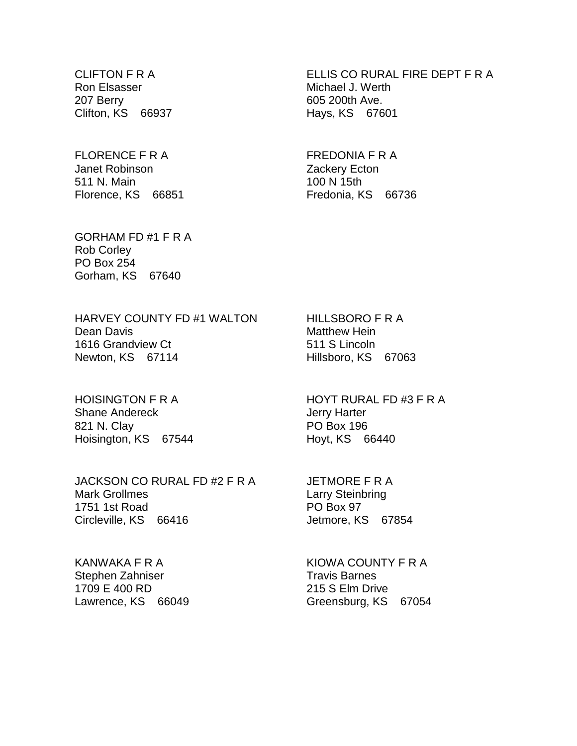CLIFTON F R A
Ron Elsasser
207 Berry
Clifton, KS 66937

ELLIS CO RURAL FIRE DEPT F R A
Michael J. Werth
605 200th Ave.
Hays, KS 67601

FLORENCE F R A
Janet Robinson
511 N. Main
Florence, KS 66851

FREDONIA F R A
Zackery Ecton
100 N 15th
Fredonia, KS 66736

GORHAM FD #1 F R A
Rob Corley
PO Box 254
Gorham, KS 67640

HARVEY COUNTY FD #1 WALTON
Dean Davis
1616 Grandview Ct
Newton, KS 67114

HILLSBORO F R A
Matthew Hein
511 S Lincoln
Hillsboro, KS 67063

HOISINGTON F R A
Shane Andereck
821 N. Clay
Hoisington, KS 67544

HOYT RURAL FD #3 F R A
Jerry Harter
PO Box 196
Hoyt, KS 66440

JACKSON CO RURAL FD #2 F R A
Mark Grollmes
1751 1st Road
Circleville, KS 66416

JETMORE F R A
Larry Steinbring
PO Box 97
Jetmore, KS 67854

KANWAKA F R A
Stephen Zahniser
1709 E 400 RD
Lawrence, KS 66049

KIOWA COUNTY F R A
Travis Barnes
215 S Elm Drive
Greensburg, KS 67054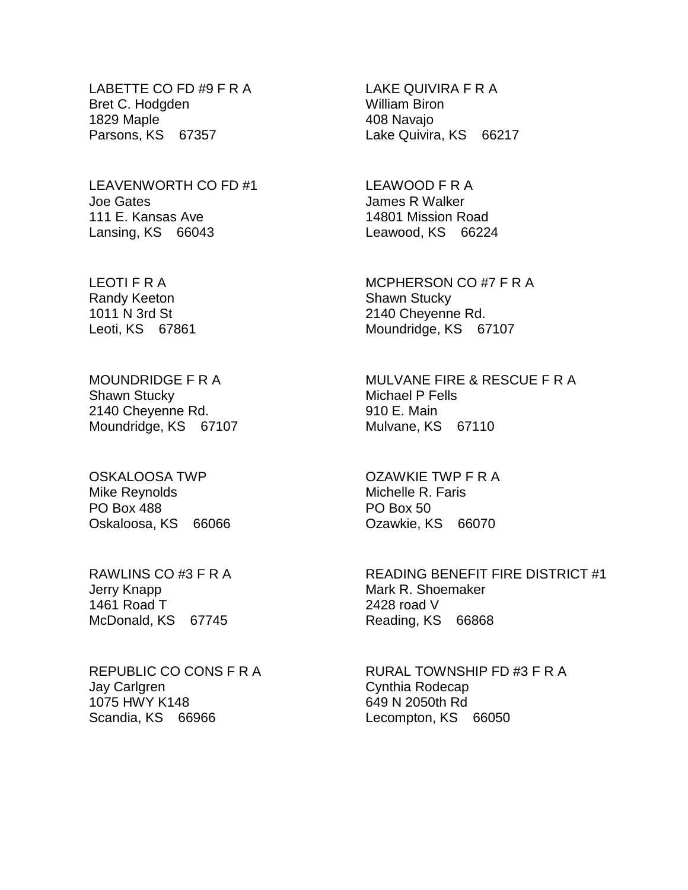LABETTE CO FD #9 F R A
Bret C. Hodgden
1829 Maple
Parsons, KS 67357

LAKE QUIVIRA F R A
William Biron
408 Navajo
Lake Quivira, KS 66217

LEAVENWORTH CO FD #1
Joe Gates
111 E. Kansas Ave
Lansing, KS 66043

LEAWOOD F R A
James R Walker
14801 Mission Road
Leawood, KS 66224

LEOTI F R A
Randy Keeton
1011 N 3rd St
Leoti, KS 67861

MCPHERSON CO #7 F R A
Shawn Stucky
2140 Cheyenne Rd.
Moundridge, KS 67107

MOUNDRIDGE F R A
Shawn Stucky
2140 Cheyenne Rd.
Moundridge, KS 67107

MULVANE FIRE & RESCUE F R A
Michael P Fells
910 E. Main
Mulvane, KS 67110

OSKALOOSA TWP
Mike Reynolds
PO Box 488
Oskaloosa, KS 66066

OZAWKIE TWP F R A
Michelle R. Faris
PO Box 50
Ozawkie, KS 66070

RAWLINS CO #3 F R A
Jerry Knapp
1461 Road T
McDonald, KS 67745

READING BENEFIT FIRE DISTRICT #1
Mark R. Shoemaker
2428 road V
Reading, KS 66868

REPUBLIC CO CONS F R A
Jay Carlgren
1075 HWY K148
Scandia, KS 66966

RURAL TOWNSHIP FD #3 F R A
Cynthia Rodecap
649 N 2050th Rd
Lecompton, KS 66050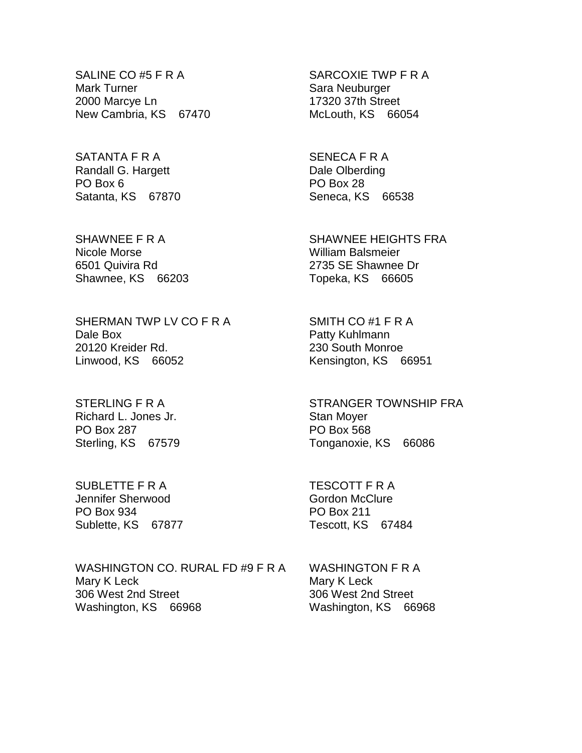SALINE CO #5 F R A
Mark Turner
2000 Marcye Ln
New Cambria, KS 67470

SARCOXIE TWP F R A
Sara Neuburger
17320 37th Street
McLouth, KS 66054

SATANTA F R A
Randall G. Hargett
PO Box 6
Satanta, KS 67870

SENECA F R A
Dale Olberding
PO Box 28
Seneca, KS 66538

SHAWNEE F R A
Nicole Morse
6501 Quivira Rd
Shawnee, KS 66203

SHAWNEE HEIGHTS FRA
William Balsmeier
2735 SE Shawnee Dr
Topeka, KS 66605

SHERMAN TWP LV CO F R A
Dale Box
20120 Kreider Rd.
Linwood, KS 66052

SMITH CO #1 F R A
Patty Kuhlmann
230 South Monroe
Kensington, KS 66951

STERLING F R A
Richard L. Jones Jr.
PO Box 287
Sterling, KS 67579

STRANGER TOWNSHIP FRA
Stan Moyer
PO Box 568
Tonganoxie, KS 66086

SUBLETTE F R A
Jennifer Sherwood
PO Box 934
Sublette, KS 67877

TESCOTT F R A
Gordon McClure
PO Box 211
Tescott, KS 67484

WASHINGTON CO. RURAL FD #9 F R A
Mary K Leck
306 West 2nd Street
Washington, KS 66968

WASHINGTON F R A
Mary K Leck
306 West 2nd Street
Washington, KS 66968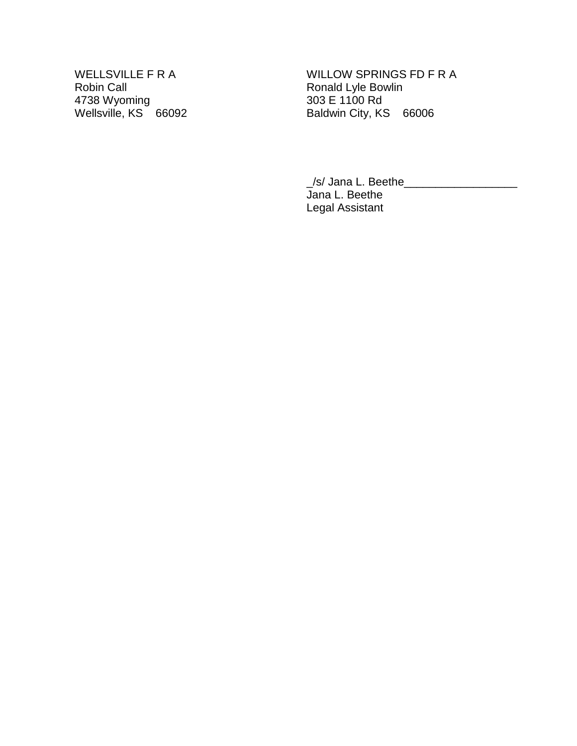WELLSVILLE F R A
Robin Call
4738 Wyoming
Wellsville, KS    66092

WILLOW SPRINGS FD F R A
Ronald Lyle Bowlin
303 E 1100 Rd
Baldwin City, KS    66006

_/s/ Jana L. Beethe__________________
Jana L. Beethe
Legal Assistant